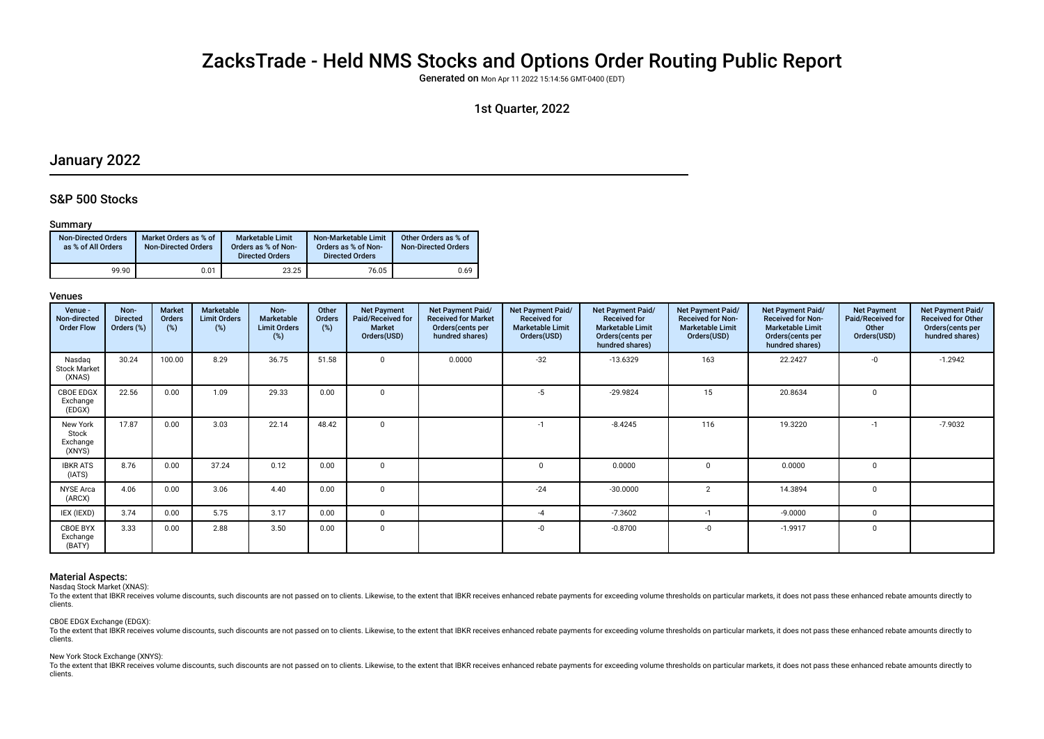# ZacksTrade - Held NMS Stocks and Options Order Routing Public Report

**Generated on** Mon Apr 11 2022 15:14:56 GMT-0400 (EDT)

1st Quarter, 2022

## January 2022

### S&P 500 Stocks

#### Summary

| Non-Directed Orders as % of All Orders | Market Orders as % of Non-Directed Orders | Marketable Limit Orders as % of Non-Directed Orders | Non-Marketable Limit Orders as % of Non-Directed Orders | Other Orders as % of Non-Directed Orders |
|---|---|---|---|---|
| 99.90 | 0.01 | 23.25 | 76.05 | 0.69 |

#### Venues

| Venue - Non-directed Order Flow | Non-Directed Orders (%) | Market Orders (%) | Marketable Limit Orders (%) | Non-Marketable Limit Orders (%) | Other Orders (%) | Net Payment Paid/Received for Market Orders(USD) | Net Payment Paid/ Received for Market Orders(cents per hundred shares) | Net Payment Paid/ Received for Marketable Limit Orders(USD) | Net Payment Paid/ Received for Marketable Limit Orders(cents per hundred shares) | Net Payment Paid/ Received for Non-Marketable Limit Orders(USD) | Net Payment Paid/ Received for Non-Marketable Limit Orders(cents per hundred shares) | Net Payment Paid/Received for Other Orders(USD) | Net Payment Paid/ Received for Other Orders(cents per hundred shares) |
|---|---|---|---|---|---|---|---|---|---|---|---|---|---|
| Nasdaq Stock Market (XNAS) | 30.24 | 100.00 | 8.29 | 36.75 | 51.58 | 0 | 0.0000 | -32 | -13.6329 | 163 | 22.2427 | -0 | -1.2942 |
| CBOE EDGX Exchange (EDGX) | 22.56 | 0.00 | 1.09 | 29.33 | 0.00 | 0 | | -5 | -29.9824 | 15 | 20.8634 | 0 | |
| New York Stock Exchange (XNYS) | 17.87 | 0.00 | 3.03 | 22.14 | 48.42 | 0 | | -1 | -8.4245 | 116 | 19.3220 | -1 | -7.9032 |
| IBKR ATS (IATS) | 8.76 | 0.00 | 37.24 | 0.12 | 0.00 | 0 | | 0 | 0.0000 | 0 | 0.0000 | 0 | |
| NYSE Arca (ARCX) | 4.06 | 0.00 | 3.06 | 4.40 | 0.00 | 0 | | -24 | -30.0000 | 2 | 14.3894 | 0 | |
| IEX (IEXD) | 3.74 | 0.00 | 5.75 | 3.17 | 0.00 | 0 | | -4 | -7.3602 | -1 | -9.0000 | 0 | |
| CBOE BYX Exchange (BATY) | 3.33 | 0.00 | 2.88 | 3.50 | 0.00 | 0 | | -0 | -0.8700 | -0 | -1.9917 | 0 | |

#### Material Aspects:

Nasdaq Stock Market (XNAS):

To the extent that IBKR receives volume discounts, such discounts are not passed on to clients. Likewise, to the extent that IBKR receives enhanced rebate payments for exceeding volume thresholds on particular markets, it does not pass these enhanced rebate amounts directly to clients.

CBOE EDGX Exchange (EDGX):

To the extent that IBKR receives volume discounts, such discounts are not passed on to clients. Likewise, to the extent that IBKR receives enhanced rebate payments for exceeding volume thresholds on particular markets, it does not pass these enhanced rebate amounts directly to clients.

New York Stock Exchange (XNYS):

To the extent that IBKR receives volume discounts, such discounts are not passed on to clients. Likewise, to the extent that IBKR receives enhanced rebate payments for exceeding volume thresholds on particular markets, it does not pass these enhanced rebate amounts directly to clients.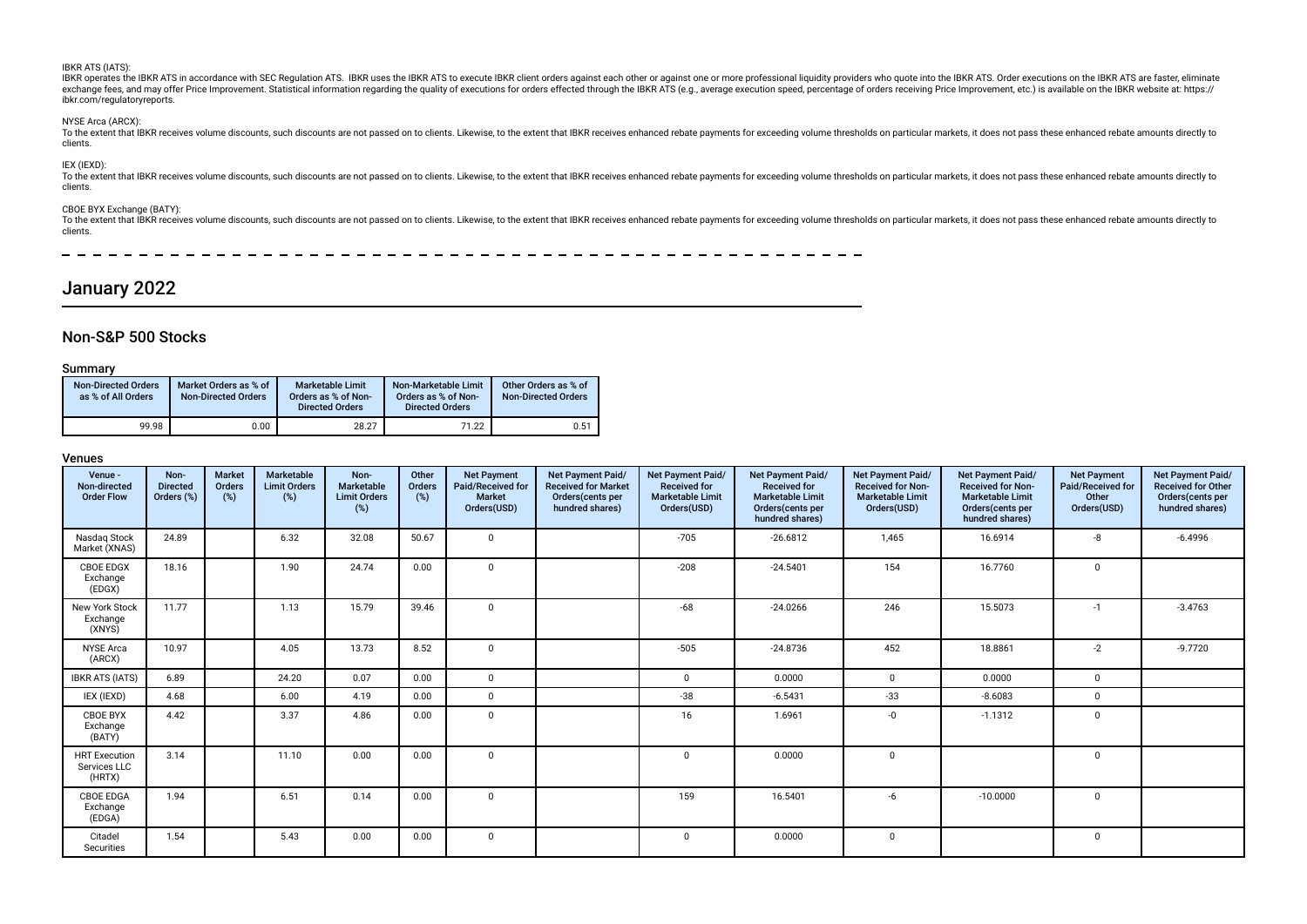IBKR ATS (IATS):

IBKR operates the IBKR ATS in accordance with SEC Regulation ATS. IBKR uses the IBKR ATS to execute IBKR client orders against each other or against one or more professional liquidity providers who quote into the IBKR ATS. Order executions on the IBKR ATS are faster, eliminate exchange fees, and may offer Price Improvement. Statistical information regarding the quality of executions for orders effected through the IBKR ATS (e.g., average execution speed, percentage of orders receiving Price Improvement, etc.) is available on the IBKR website at: https://ibkr.com/regulatoryreports.

NYSE Arca (ARCX):

To the extent that IBKR receives volume discounts, such discounts are not passed on to clients. Likewise, to the extent that IBKR receives enhanced rebate payments for exceeding volume thresholds on particular markets, it does not pass these enhanced rebate amounts directly to clients.

IEX (IEXD):

To the extent that IBKR receives volume discounts, such discounts are not passed on to clients. Likewise, to the extent that IBKR receives enhanced rebate payments for exceeding volume thresholds on particular markets, it does not pass these enhanced rebate amounts directly to clients.

CBOE BYX Exchange (BATY):

To the extent that IBKR receives volume discounts, such discounts are not passed on to clients. Likewise, to the extent that IBKR receives enhanced rebate payments for exceeding volume thresholds on particular markets, it does not pass these enhanced rebate amounts directly to clients.

# January 2022

## Non-S&P 500 Stocks

### Summary

| Non-Directed Orders as % of All Orders | Market Orders as % of Non-Directed Orders | Marketable Limit Orders as % of Non-Directed Orders | Non-Marketable Limit Orders as % of Non-Directed Orders | Other Orders as % of Non-Directed Orders |
|---|---|---|---|---|
| 99.98 | 0.00 | 28.27 | 71.22 | 0.51 |

### Venues

| Venue - Non-directed Order Flow | Non-Directed Orders (%) | Market Orders (%) | Marketable Limit Orders (%) | Non-Marketable Limit Orders (%) | Other Orders (%) | Net Payment Paid/Received for Market Orders(USD) | Net Payment Paid/Received for Market Orders(cents per hundred shares) | Net Payment Paid/Received for Marketable Limit Orders(USD) | Net Payment Paid/Received for Marketable Limit Orders(cents per hundred shares) | Net Payment Paid/Received for Non-Marketable Limit Orders(USD) | Net Payment Paid/Received for Non-Marketable Limit Orders(cents per hundred shares) | Net Payment Paid/Received for Other Orders(USD) | Net Payment Paid/Received for Other Orders(cents per hundred shares) |
|---|---|---|---|---|---|---|---|---|---|---|---|---|---|
| Nasdaq Stock Market (XNAS) | 24.89 | | 6.32 | 32.08 | 50.67 | 0 | | -705 | -26.6812 | 1,465 | 16.6914 | -8 | -6.4996 |
| CBOE EDGX Exchange (EDGX) | 18.16 | | 1.90 | 24.74 | 0.00 | 0 | | -208 | -24.5401 | 154 | 16.7760 | 0 | |
| New York Stock Exchange (XNYS) | 11.77 | | 1.13 | 15.79 | 39.46 | 0 | | -68 | -24.0266 | 246 | 15.5073 | -1 | -3.4763 |
| NYSE Arca (ARCX) | 10.97 | | 4.05 | 13.73 | 8.52 | 0 | | -505 | -24.8736 | 452 | 18.8861 | -2 | -9.7720 |
| IBKR ATS (IATS) | 6.89 | | 24.20 | 0.07 | 0.00 | 0 | | 0 | 0.0000 | 0 | 0.0000 | 0 | |
| IEX (IEXD) | 4.68 | | 6.00 | 4.19 | 0.00 | 0 | | -38 | -6.5431 | -33 | -8.6083 | 0 | |
| CBOE BYX Exchange (BATY) | 4.42 | | 3.37 | 4.86 | 0.00 | 0 | | 16 | 1.6961 | -0 | -1.1312 | 0 | |
| HRT Execution Services LLC (HRTX) | 3.14 | | 11.10 | 0.00 | 0.00 | 0 | | 0 | 0.0000 | 0 | | 0 | |
| CBOE EDGA Exchange (EDGA) | 1.94 | | 6.51 | 0.14 | 0.00 | 0 | | 159 | 16.5401 | -6 | -10.0000 | 0 | |
| Citadel Securities | 1.54 | | 5.43 | 0.00 | 0.00 | 0 | | 0 | 0.0000 | 0 | | 0 | |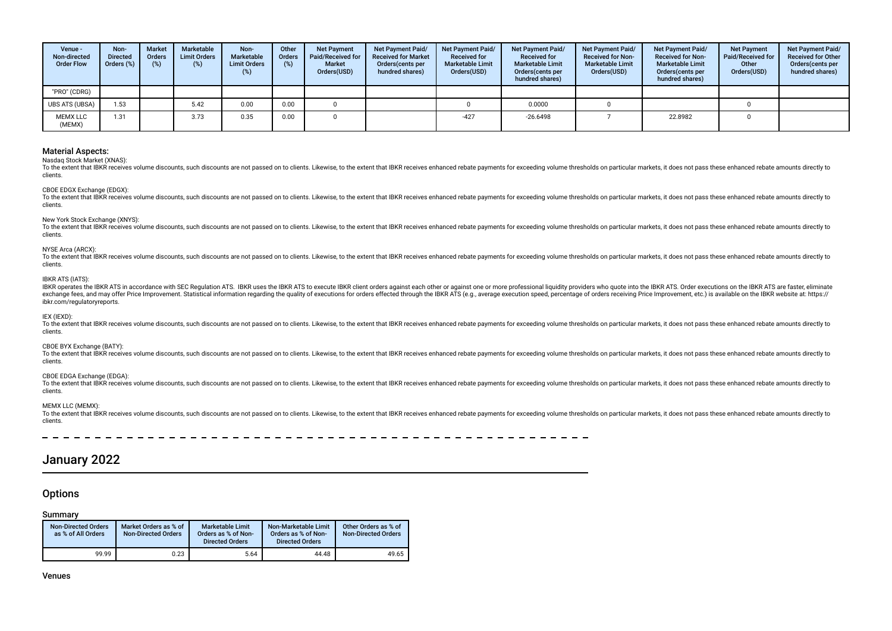| Venue - Non-directed Order Flow | Non-Directed Orders (%) | Market Orders (%) | Marketable Limit Orders (%) | Non-Marketable Limit Orders (%) | Other Orders (%) | Net Payment Paid/Received for Market Orders(USD) | Net Payment Paid/ Received for Market Orders(cents per hundred shares) | Net Payment Paid/ Received for Marketable Limit Orders(USD) | Net Payment Paid/ Received for Marketable Limit Orders(cents per hundred shares) | Net Payment Paid/ Received for Non-Marketable Limit Orders(USD) | Net Payment Paid/ Received for Non-Marketable Limit Orders(cents per hundred shares) | Net Payment Paid/Received for Other Orders(USD) | Net Payment Paid/ Received for Other Orders(cents per hundred shares) |
|---|---|---|---|---|---|---|---|---|---|---|---|---|---|
| "PRO" (CDRG) | | | | | | | | | | | | | |
| UBS ATS (UBSA) | 1.53 | | 5.42 | 0.00 | 0.00 | 0 | | 0 | 0.0000 | 0 | | 0 | |
| MEMX LLC (MEMX) | 1.31 | | 3.73 | 0.35 | 0.00 | 0 | | -427 | -26.6498 | 7 | 22.8982 | 0 | |

### Material Aspects:

Nasdaq Stock Market (XNAS):

To the extent that IBKR receives volume discounts, such discounts are not passed on to clients. Likewise, to the extent that IBKR receives enhanced rebate payments for exceeding volume thresholds on particular markets, it does not pass these enhanced rebate amounts directly to clients.

CBOE EDGX Exchange (EDGX):

To the extent that IBKR receives volume discounts, such discounts are not passed on to clients. Likewise, to the extent that IBKR receives enhanced rebate payments for exceeding volume thresholds on particular markets, it does not pass these enhanced rebate amounts directly to clients.

New York Stock Exchange (XNYS):

To the extent that IBKR receives volume discounts, such discounts are not passed on to clients. Likewise, to the extent that IBKR receives enhanced rebate payments for exceeding volume thresholds on particular markets, it does not pass these enhanced rebate amounts directly to clients.

NYSE Arca (ARCX):

To the extent that IBKR receives volume discounts, such discounts are not passed on to clients. Likewise, to the extent that IBKR receives enhanced rebate payments for exceeding volume thresholds on particular markets, it does not pass these enhanced rebate amounts directly to clients.

IBKR ATS (IATS):

IBKR operates the IBKR ATS in accordance with SEC Regulation ATS. IBKR uses the IBKR ATS to execute IBKR client orders against each other or against one or more professional liquidity providers who quote into the IBKR ATS. Order executions on the IBKR ATS are faster, eliminate exchange fees, and may offer Price Improvement. Statistical information regarding the quality of executions for orders effected through the IBKR ATS (e.g., average execution speed, percentage of orders receiving Price Improvement, etc.) is available on the IBKR website at: https://ibkr.com/regulatoryreports.

IEX (IEXD):

To the extent that IBKR receives volume discounts, such discounts are not passed on to clients. Likewise, to the extent that IBKR receives enhanced rebate payments for exceeding volume thresholds on particular markets, it does not pass these enhanced rebate amounts directly to clients.

CBOE BYX Exchange (BATY):

To the extent that IBKR receives volume discounts, such discounts are not passed on to clients. Likewise, to the extent that IBKR receives enhanced rebate payments for exceeding volume thresholds on particular markets, it does not pass these enhanced rebate amounts directly to clients.

CBOE EDGA Exchange (EDGA):

To the extent that IBKR receives volume discounts, such discounts are not passed on to clients. Likewise, to the extent that IBKR receives enhanced rebate payments for exceeding volume thresholds on particular markets, it does not pass these enhanced rebate amounts directly to clients.

MEMX LLC (MEMX):

To the extent that IBKR receives volume discounts, such discounts are not passed on to clients. Likewise, to the extent that IBKR receives enhanced rebate payments for exceeding volume thresholds on particular markets, it does not pass these enhanced rebate amounts directly to clients.

# January 2022

## Options

### Summary

| Non-Directed Orders as % of All Orders | Market Orders as % of Non-Directed Orders | Marketable Limit Orders as % of Non-Directed Orders | Non-Marketable Limit Orders as % of Non-Directed Orders | Other Orders as % of Non-Directed Orders |
|---|---|---|---|---|
| 99.99 | 0.23 | 5.64 | 44.48 | 49.65 |

### Venues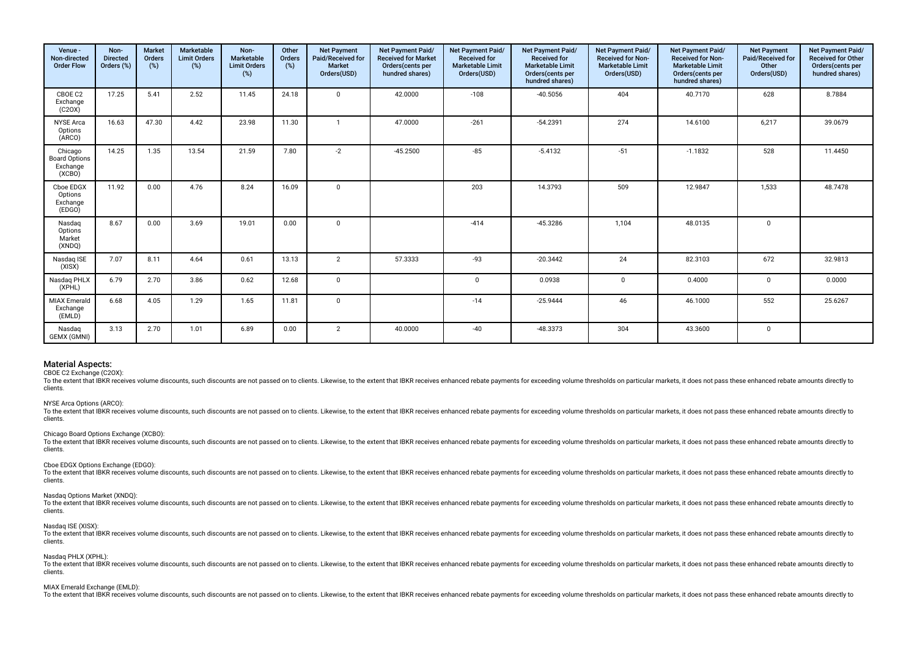| Venue - Non-directed Order Flow | Non-Directed Orders (%) | Market Orders (%) | Marketable Limit Orders (%) | Non-Marketable Limit Orders (%) | Other Orders (%) | Net Payment Paid/Received for Market Orders(USD) | Net Payment Paid/ Received for Market Orders(cents per hundred shares) | Net Payment Paid/ Received for Marketable Limit Orders(USD) | Net Payment Paid/ Received for Marketable Limit Orders(cents per hundred shares) | Net Payment Paid/ Received for Non-Marketable Limit Orders(USD) | Net Payment Paid/ Received for Non-Marketable Limit Orders(cents per hundred shares) | Net Payment Paid/Received for Other Orders(USD) | Net Payment Paid/ Received for Other Orders(cents per hundred shares) |
|---|---|---|---|---|---|---|---|---|---|---|---|---|---|
| CBOE C2 Exchange (C2OX) | 17.25 | 5.41 | 2.52 | 11.45 | 24.18 | 0 | 42.0000 | -108 | -40.5056 | 404 | 40.7170 | 628 | 8.7884 |
| NYSE Arca Options (ARCO) | 16.63 | 47.30 | 4.42 | 23.98 | 11.30 | 1 | 47.0000 | -261 | -54.2391 | 274 | 14.6100 | 6,217 | 39.0679 |
| Chicago Board Options Exchange (XCBO) | 14.25 | 1.35 | 13.54 | 21.59 | 7.80 | -2 | -45.2500 | -85 | -5.4132 | -51 | -1.1832 | 528 | 11.4450 |
| Cboe EDGX Options Exchange (EDGO) | 11.92 | 0.00 | 4.76 | 8.24 | 16.09 | 0 | | 203 | 14.3793 | 509 | 12.9847 | 1,533 | 48.7478 |
| Nasdaq Options Market (XNDQ) | 8.67 | 0.00 | 3.69 | 19.01 | 0.00 | 0 | | -414 | -45.3286 | 1,104 | 48.0135 | 0 | |
| Nasdaq ISE (XISX) | 7.07 | 8.11 | 4.64 | 0.61 | 13.13 | 2 | 57.3333 | -93 | -20.3442 | 24 | 82.3103 | 672 | 32.9813 |
| Nasdaq PHLX (XPHL) | 6.79 | 2.70 | 3.86 | 0.62 | 12.68 | 0 | | 0 | 0.0938 | 0 | 0.4000 | 0 | 0.0000 |
| MIAX Emerald Exchange (EMLD) | 6.68 | 4.05 | 1.29 | 1.65 | 11.81 | 0 | | -14 | -25.9444 | 46 | 46.1000 | 552 | 25.6267 |
| Nasdaq GEMX (GMNI) | 3.13 | 2.70 | 1.01 | 6.89 | 0.00 | 2 | 40.0000 | -40 | -48.3373 | 304 | 43.3600 | 0 | |

## Material Aspects:

CBOE C2 Exchange (C2OX):
To the extent that IBKR receives volume discounts, such discounts are not passed on to clients. Likewise, to the extent that IBKR receives enhanced rebate payments for exceeding volume thresholds on particular markets, it does not pass these enhanced rebate amounts directly to clients.

NYSE Arca Options (ARCO):
To the extent that IBKR receives volume discounts, such discounts are not passed on to clients. Likewise, to the extent that IBKR receives enhanced rebate payments for exceeding volume thresholds on particular markets, it does not pass these enhanced rebate amounts directly to clients.

Chicago Board Options Exchange (XCBO):
To the extent that IBKR receives volume discounts, such discounts are not passed on to clients. Likewise, to the extent that IBKR receives enhanced rebate payments for exceeding volume thresholds on particular markets, it does not pass these enhanced rebate amounts directly to clients.

Cboe EDGX Options Exchange (EDGO):
To the extent that IBKR receives volume discounts, such discounts are not passed on to clients. Likewise, to the extent that IBKR receives enhanced rebate payments for exceeding volume thresholds on particular markets, it does not pass these enhanced rebate amounts directly to clients.

Nasdaq Options Market (XNDQ):
To the extent that IBKR receives volume discounts, such discounts are not passed on to clients. Likewise, to the extent that IBKR receives enhanced rebate payments for exceeding volume thresholds on particular markets, it does not pass these enhanced rebate amounts directly to clients.

Nasdaq ISE (XISX):
To the extent that IBKR receives volume discounts, such discounts are not passed on to clients. Likewise, to the extent that IBKR receives enhanced rebate payments for exceeding volume thresholds on particular markets, it does not pass these enhanced rebate amounts directly to clients.

Nasdaq PHLX (XPHL):
To the extent that IBKR receives volume discounts, such discounts are not passed on to clients. Likewise, to the extent that IBKR receives enhanced rebate payments for exceeding volume thresholds on particular markets, it does not pass these enhanced rebate amounts directly to clients.

MIAX Emerald Exchange (EMLD):
To the extent that IBKR receives volume discounts, such discounts are not passed on to clients. Likewise, to the extent that IBKR receives enhanced rebate payments for exceeding volume thresholds on particular markets, it does not pass these enhanced rebate amounts directly to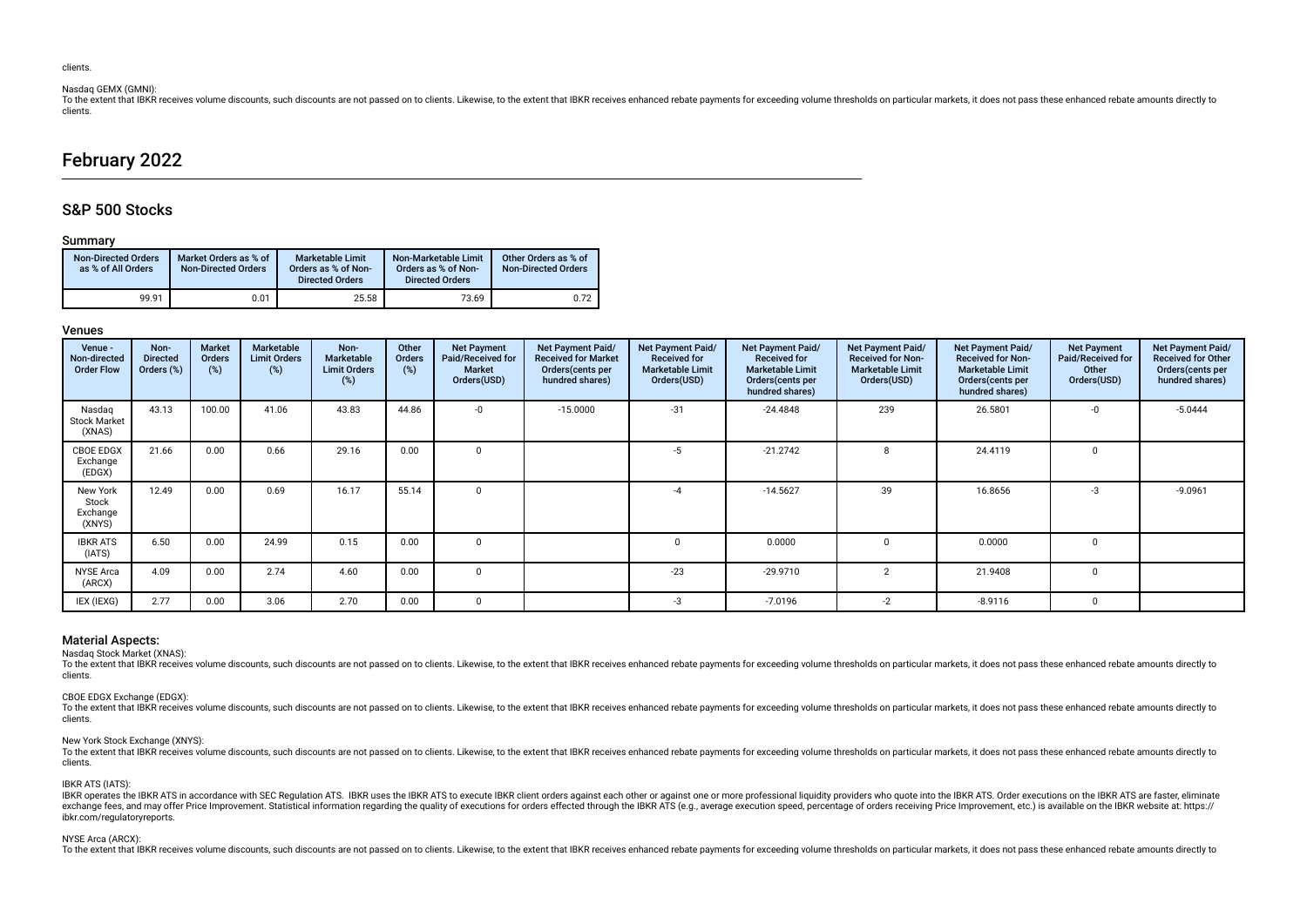clients.

Nasdaq GEMX (GMNI):
To the extent that IBKR receives volume discounts, such discounts are not passed on to clients. Likewise, to the extent that IBKR receives enhanced rebate payments for exceeding volume thresholds on particular markets, it does not pass these enhanced rebate amounts directly to clients.

# February 2022

## S&P 500 Stocks

### Summary

| Non-Directed Orders as % of All Orders | Market Orders as % of Non-Directed Orders | Marketable Limit Orders as % of Non-Directed Orders | Non-Marketable Limit Orders as % of Non-Directed Orders | Other Orders as % of Non-Directed Orders |
|---|---|---|---|---|
| 99.91 | 0.01 | 25.58 | 73.69 | 0.72 |

### Venues

| Venue - Non-directed Order Flow | Non-Directed Orders (%) | Market Orders (%) | Marketable Limit Orders (%) | Non-Marketable Limit Orders (%) | Other Orders (%) | Net Payment Paid/Received for Market Orders(USD) | Net Payment Paid/Received for Market Orders(cents per hundred shares) | Net Payment Paid/Received for Marketable Limit Orders(USD) | Net Payment Paid/Received for Marketable Limit Orders(cents per hundred shares) | Net Payment Paid/Received for Non-Marketable Limit Orders(USD) | Net Payment Paid/Received for Non-Marketable Limit Orders(cents per hundred shares) | Net Payment Paid/Received for Other Orders(USD) | Net Payment Paid/Received for Other Orders(cents per hundred shares) |
|---|---|---|---|---|---|---|---|---|---|---|---|---|---|
| Nasdaq Stock Market (XNAS) | 43.13 | 100.00 | 41.06 | 43.83 | 44.86 | -0 | -15.0000 | -31 | -24.4848 | 239 | 26.5801 | -0 | -5.0444 |
| CBOE EDGX Exchange (EDGX) | 21.66 | 0.00 | 0.66 | 29.16 | 0.00 | 0 | | -5 | -21.2742 | 8 | 24.4119 | 0 | |
| New York Stock Exchange (XNYS) | 12.49 | 0.00 | 0.69 | 16.17 | 55.14 | 0 | | -4 | -14.5627 | 39 | 16.8656 | -3 | -9.0961 |
| IBKR ATS (IATS) | 6.50 | 0.00 | 24.99 | 0.15 | 0.00 | 0 | | 0 | 0.0000 | 0 | 0.0000 | 0 | |
| NYSE Arca (ARCX) | 4.09 | 0.00 | 2.74 | 4.60 | 0.00 | 0 | | -23 | -29.9710 | 2 | 21.9408 | 0 | |
| IEX (IEXG) | 2.77 | 0.00 | 3.06 | 2.70 | 0.00 | 0 | | -3 | -7.0196 | -2 | -8.9116 | 0 | |

### Material Aspects:

Nasdaq Stock Market (XNAS):
To the extent that IBKR receives volume discounts, such discounts are not passed on to clients. Likewise, to the extent that IBKR receives enhanced rebate payments for exceeding volume thresholds on particular markets, it does not pass these enhanced rebate amounts directly to clients.

CBOE EDGX Exchange (EDGX):
To the extent that IBKR receives volume discounts, such discounts are not passed on to clients. Likewise, to the extent that IBKR receives enhanced rebate payments for exceeding volume thresholds on particular markets, it does not pass these enhanced rebate amounts directly to clients.

New York Stock Exchange (XNYS):
To the extent that IBKR receives volume discounts, such discounts are not passed on to clients. Likewise, to the extent that IBKR receives enhanced rebate payments for exceeding volume thresholds on particular markets, it does not pass these enhanced rebate amounts directly to clients.

IBKR ATS (IATS):
IBKR operates the IBKR ATS in accordance with SEC Regulation ATS. IBKR uses the IBKR ATS to execute IBKR client orders against each other or against one or more professional liquidity providers who quote into the IBKR ATS. Order executions on the IBKR ATS are faster, eliminate exchange fees, and may offer Price Improvement. Statistical information regarding the quality of executions for orders effected through the IBKR ATS (e.g., average execution speed, percentage of orders receiving Price Improvement, etc.) is available on the IBKR website at: https://ibkr.com/regulatoryreports.

NYSE Arca (ARCX):
To the extent that IBKR receives volume discounts, such discounts are not passed on to clients. Likewise, to the extent that IBKR receives enhanced rebate payments for exceeding volume thresholds on particular markets, it does not pass these enhanced rebate amounts directly to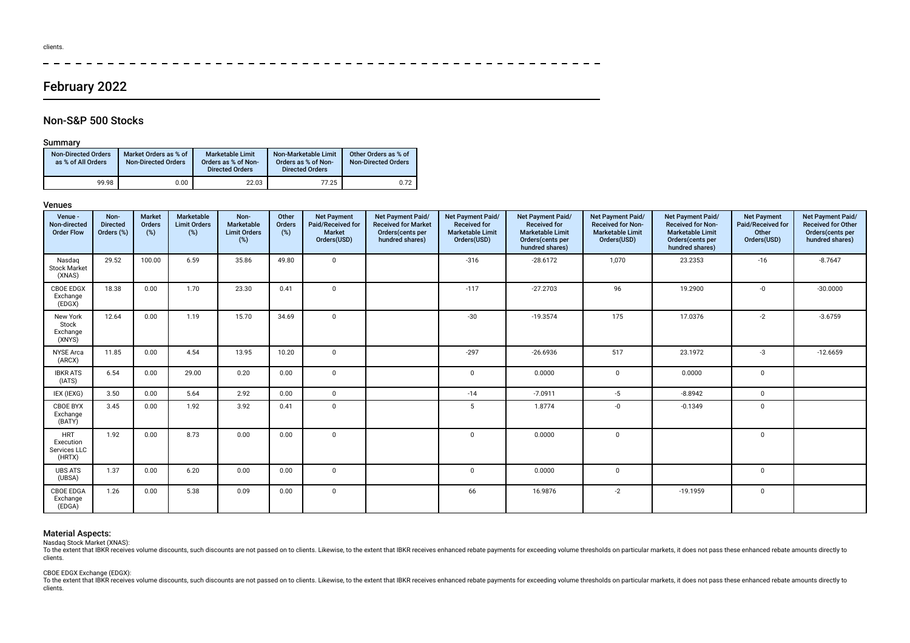clients.

## February 2022

### Non-S&P 500 Stocks

#### Summary

| Non-Directed Orders as % of All Orders | Market Orders as % of Non-Directed Orders | Marketable Limit Orders as % of Non-Directed Orders | Non-Marketable Limit Orders as % of Non-Directed Orders | Other Orders as % of Non-Directed Orders |
|---|---|---|---|---|
| 99.98 | 0.00 | 22.03 | 77.25 | 0.72 |

#### Venues

| Venue - Non-directed Order Flow | Non-Directed Orders (%) | Market Orders (%) | Marketable Limit Orders (%) | Non-Marketable Limit Orders (%) | Other Orders (%) | Net Payment Paid/Received for Market Orders(USD) | Net Payment Paid/ Received for Market Orders(cents per hundred shares) | Net Payment Paid/ Received for Marketable Limit Orders(USD) | Net Payment Paid/ Received for Marketable Limit Orders(cents per hundred shares) | Net Payment Paid/ Received for Non-Marketable Limit Orders(USD) | Net Payment Paid/ Received for Non-Marketable Limit Orders(cents per hundred shares) | Net Payment Paid/Received for Other Orders(USD) | Net Payment Paid/ Received for Other Orders(cents per hundred shares) |
|---|---|---|---|---|---|---|---|---|---|---|---|---|---|
| Nasdaq Stock Market (XNAS) | 29.52 | 100.00 | 6.59 | 35.86 | 49.80 | 0 | | -316 | -28.6172 | 1,070 | 23.2353 | -16 | -8.7647 |
| CBOE EDGX Exchange (EDGX) | 18.38 | 0.00 | 1.70 | 23.30 | 0.41 | 0 | | -117 | -27.2703 | 96 | 19.2900 | -0 | -30.0000 |
| New York Stock Exchange (XNYS) | 12.64 | 0.00 | 1.19 | 15.70 | 34.69 | 0 | | -30 | -19.3574 | 175 | 17.0376 | -2 | -3.6759 |
| NYSE Arca (ARCX) | 11.85 | 0.00 | 4.54 | 13.95 | 10.20 | 0 | | -297 | -26.6936 | 517 | 23.1972 | -3 | -12.6659 |
| IBKR ATS (IATS) | 6.54 | 0.00 | 29.00 | 0.20 | 0.00 | 0 | | 0 | 0.0000 | 0 | 0.0000 | 0 | |
| IEX (IEXG) | 3.50 | 0.00 | 5.64 | 2.92 | 0.00 | 0 | | -14 | -7.0911 | -5 | -8.8942 | 0 | |
| CBOE BYX Exchange (BATY) | 3.45 | 0.00 | 1.92 | 3.92 | 0.41 | 0 | | 5 | 1.8774 | -0 | -0.1349 | 0 | |
| HRT Execution Services LLC (HRTX) | 1.92 | 0.00 | 8.73 | 0.00 | 0.00 | 0 | | 0 | 0.0000 | 0 | | 0 | |
| UBS ATS (UBSA) | 1.37 | 0.00 | 6.20 | 0.00 | 0.00 | 0 | | 0 | 0.0000 | 0 | | 0 | |
| CBOE EDGA Exchange (EDGA) | 1.26 | 0.00 | 5.38 | 0.09 | 0.00 | 0 | | 66 | 16.9876 | -2 | -19.1959 | 0 | |

#### Material Aspects:

Nasdaq Stock Market (XNAS):
To the extent that IBKR receives volume discounts, such discounts are not passed on to clients. Likewise, to the extent that IBKR receives enhanced rebate payments for exceeding volume thresholds on particular markets, it does not pass these enhanced rebate amounts directly to clients.

CBOE EDGX Exchange (EDGX):
To the extent that IBKR receives volume discounts, such discounts are not passed on to clients. Likewise, to the extent that IBKR receives enhanced rebate payments for exceeding volume thresholds on particular markets, it does not pass these enhanced rebate amounts directly to clients.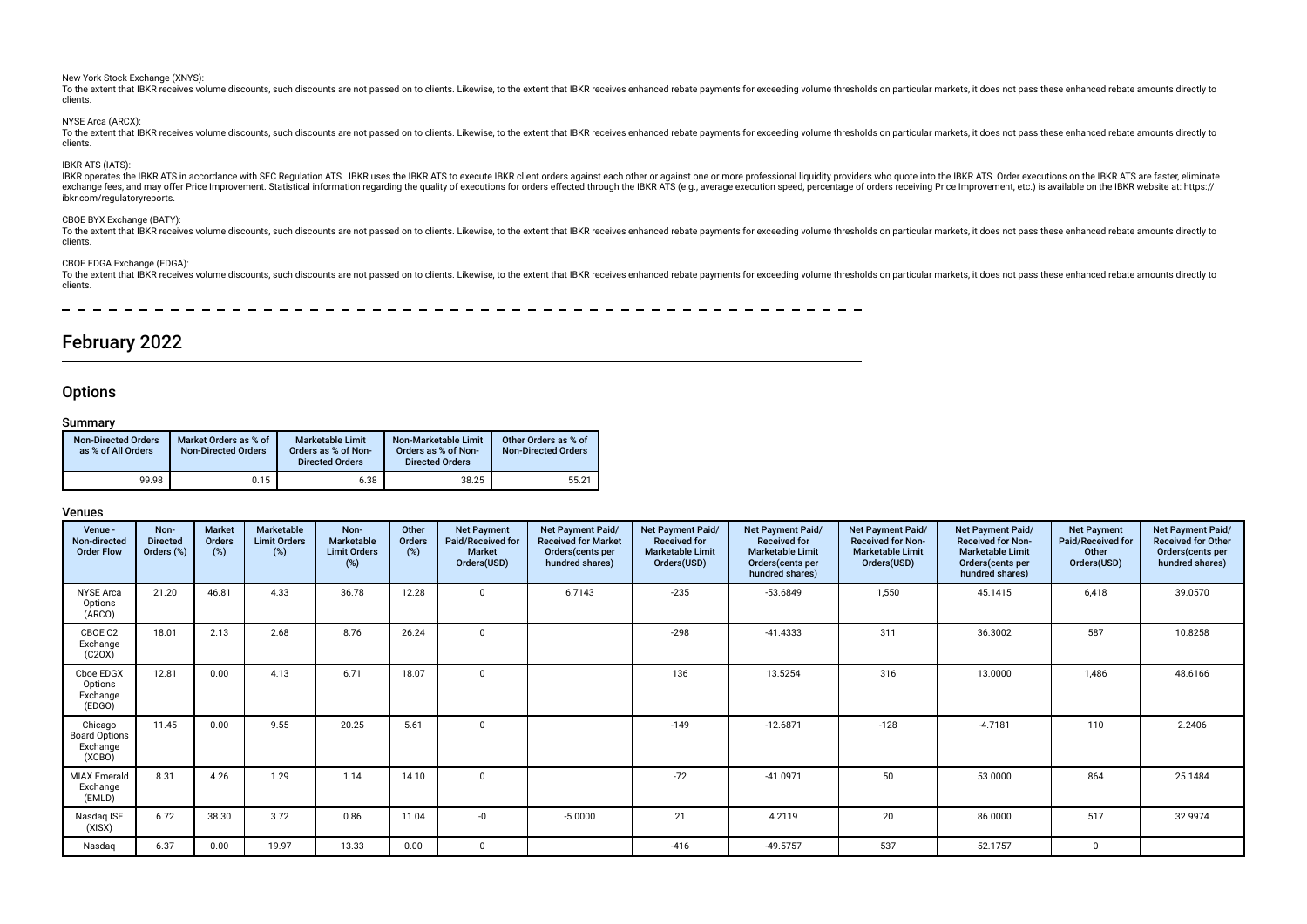New York Stock Exchange (XNYS):

To the extent that IBKR receives volume discounts, such discounts are not passed on to clients. Likewise, to the extent that IBKR receives enhanced rebate payments for exceeding volume thresholds on particular markets, it does not pass these enhanced rebate amounts directly to clients.

NYSE Arca (ARCX):

To the extent that IBKR receives volume discounts, such discounts are not passed on to clients. Likewise, to the extent that IBKR receives enhanced rebate payments for exceeding volume thresholds on particular markets, it does not pass these enhanced rebate amounts directly to clients.

IBKR ATS (IATS):

IBKR operates the IBKR ATS in accordance with SEC Regulation ATS. IBKR uses the IBKR ATS to execute IBKR client orders against each other or against one or more professional liquidity providers who quote into the IBKR ATS. Order executions on the IBKR ATS are faster, eliminate exchange fees, and may offer Price Improvement. Statistical information regarding the quality of executions for orders effected through the IBKR ATS (e.g., average execution speed, percentage of orders receiving Price Improvement, etc.) is available on the IBKR website at: https://ibkr.com/regulatoryreports.

CBOE BYX Exchange (BATY):

To the extent that IBKR receives volume discounts, such discounts are not passed on to clients. Likewise, to the extent that IBKR receives enhanced rebate payments for exceeding volume thresholds on particular markets, it does not pass these enhanced rebate amounts directly to clients.

CBOE EDGA Exchange (EDGA):

To the extent that IBKR receives volume discounts, such discounts are not passed on to clients. Likewise, to the extent that IBKR receives enhanced rebate payments for exceeding volume thresholds on particular markets, it does not pass these enhanced rebate amounts directly to clients.

# February 2022

## Options

### Summary

| Non-Directed Orders as % of All Orders | Market Orders as % of Non-Directed Orders | Marketable Limit Orders as % of Non-Directed Orders | Non-Marketable Limit Orders as % of Non-Directed Orders | Other Orders as % of Non-Directed Orders |
|---|---|---|---|---|
| 99.98 | 0.15 | 6.38 | 38.25 | 55.21 |

### Venues

| Venue - Non-directed Order Flow | Non-Directed Orders (%) | Market Orders (%) | Marketable Limit Orders (%) | Non-Marketable Limit Orders (%) | Other Orders (%) | Net Payment Paid/Received for Market Orders(USD) | Net Payment Paid/ Received for Market Orders(cents per hundred shares) | Net Payment Paid/ Received for Marketable Limit Orders(USD) | Net Payment Paid/ Received for Marketable Limit Orders(cents per hundred shares) | Net Payment Paid/ Received for Non-Marketable Limit Orders(USD) | Net Payment Paid/ Received for Non-Marketable Limit Orders(cents per hundred shares) | Net Payment Paid/Received for Other Orders(USD) | Net Payment Paid/ Received for Other Orders(cents per hundred shares) |
|---|---|---|---|---|---|---|---|---|---|---|---|---|---|
| NYSE Arca Options (ARCO) | 21.20 | 46.81 | 4.33 | 36.78 | 12.28 | 0 | 6.7143 | -235 | -53.6849 | 1,550 | 45.1415 | 6,418 | 39.0570 |
| CBOE C2 Exchange (C2OX) | 18.01 | 2.13 | 2.68 | 8.76 | 26.24 | 0 | | -298 | -41.4333 | 311 | 36.3002 | 587 | 10.8258 |
| Cboe EDGX Options Exchange (EDGO) | 12.81 | 0.00 | 4.13 | 6.71 | 18.07 | 0 | | 136 | 13.5254 | 316 | 13.0000 | 1,486 | 48.6166 |
| Chicago Board Options Exchange (XCBO) | 11.45 | 0.00 | 9.55 | 20.25 | 5.61 | 0 | | -149 | -12.6871 | -128 | -4.7181 | 110 | 2.2406 |
| MIAX Emerald Exchange (EMLD) | 8.31 | 4.26 | 1.29 | 1.14 | 14.10 | 0 | | -72 | -41.0971 | 50 | 53.0000 | 864 | 25.1484 |
| Nasdaq ISE (XISX) | 6.72 | 38.30 | 3.72 | 0.86 | 11.04 | -0 | -5.0000 | 21 | 4.2119 | 20 | 86.0000 | 517 | 32.9974 |
| Nasdaq | 6.37 | 0.00 | 19.97 | 13.33 | 0.00 | 0 | | -416 | -49.5757 | 537 | 52.1757 | 0 | |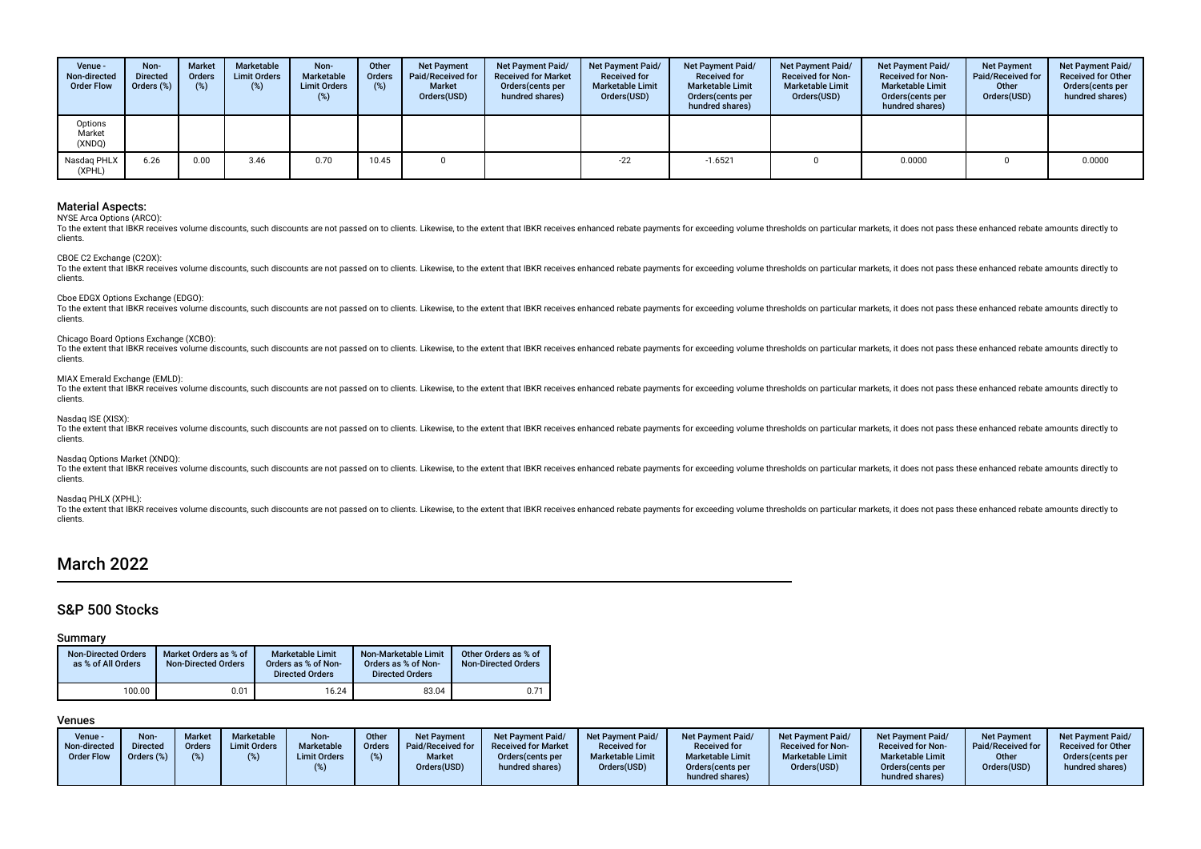| Venue - Non-directed Order Flow | Non-Directed Orders (%) | Market Orders (%) | Marketable Limit Orders (%) | Non-Marketable Limit Orders (%) | Other Orders (%) | Net Payment Paid/Received for Market Orders(USD) | Net Payment Paid/Received for Market Orders(cents per hundred shares) | Net Payment Paid/Received for Marketable Limit Orders(USD) | Net Payment Paid/Received for Marketable Limit Orders(cents per hundred shares) | Net Payment Paid/Received for Non-Marketable Limit Orders(USD) | Net Payment Paid/Received for Non-Marketable Limit Orders(cents per hundred shares) | Net Payment Paid/Received for Other Orders(USD) | Net Payment Paid/Received for Other Orders(cents per hundred shares) |
|---|---|---|---|---|---|---|---|---|---|---|---|---|---|
| Options Market (XNDQ) | | | | | | | | | | | | | |
| Nasdaq PHLX (XPHL) | 6.26 | 0.00 | 3.46 | 0.70 | 10.45 | 0 | | -22 | -1.6521 | 0 | 0.0000 | 0 | 0.0000 |

### Material Aspects:

NYSE Arca Options (ARCO):

To the extent that IBKR receives volume discounts, such discounts are not passed on to clients. Likewise, to the extent that IBKR receives enhanced rebate payments for exceeding volume thresholds on particular markets, it does not pass these enhanced rebate amounts directly to clients.

CBOE C2 Exchange (C2OX):

To the extent that IBKR receives volume discounts, such discounts are not passed on to clients. Likewise, to the extent that IBKR receives enhanced rebate payments for exceeding volume thresholds on particular markets, it does not pass these enhanced rebate amounts directly to clients.

Cboe EDGX Options Exchange (EDGO):

To the extent that IBKR receives volume discounts, such discounts are not passed on to clients. Likewise, to the extent that IBKR receives enhanced rebate payments for exceeding volume thresholds on particular markets, it does not pass these enhanced rebate amounts directly to clients.

Chicago Board Options Exchange (XCBO):

To the extent that IBKR receives volume discounts, such discounts are not passed on to clients. Likewise, to the extent that IBKR receives enhanced rebate payments for exceeding volume thresholds on particular markets, it does not pass these enhanced rebate amounts directly to clients.

MIAX Emerald Exchange (EMLD):

To the extent that IBKR receives volume discounts, such discounts are not passed on to clients. Likewise, to the extent that IBKR receives enhanced rebate payments for exceeding volume thresholds on particular markets, it does not pass these enhanced rebate amounts directly to clients.

Nasdaq ISE (XISX):

To the extent that IBKR receives volume discounts, such discounts are not passed on to clients. Likewise, to the extent that IBKR receives enhanced rebate payments for exceeding volume thresholds on particular markets, it does not pass these enhanced rebate amounts directly to clients.

Nasdaq Options Market (XNDQ):

To the extent that IBKR receives volume discounts, such discounts are not passed on to clients. Likewise, to the extent that IBKR receives enhanced rebate payments for exceeding volume thresholds on particular markets, it does not pass these enhanced rebate amounts directly to clients.

Nasdaq PHLX (XPHL):

To the extent that IBKR receives volume discounts, such discounts are not passed on to clients. Likewise, to the extent that IBKR receives enhanced rebate payments for exceeding volume thresholds on particular markets, it does not pass these enhanced rebate amounts directly to clients.

# March 2022

## S&P 500 Stocks

### Summary

| Non-Directed Orders as % of All Orders | Market Orders as % of Non-Directed Orders | Marketable Limit Orders as % of Non-Directed Orders | Non-Marketable Limit Orders as % of Non-Directed Orders | Other Orders as % of Non-Directed Orders |
|---|---|---|---|---|
| 100.00 | 0.01 | 16.24 | 83.04 | 0.71 |

### Venues

| Venue - Non-directed Order Flow | Non-Directed Orders (%) | Market Orders (%) | Marketable Limit Orders (%) | Non-Marketable Limit Orders (%) | Other Orders (%) | Net Payment Paid/Received for Market Orders(USD) | Net Payment Paid/Received for Market Orders(cents per hundred shares) | Net Payment Paid/Received for Marketable Limit Orders(USD) | Net Payment Paid/Received for Marketable Limit Orders(cents per hundred shares) | Net Payment Paid/Received for Non-Marketable Limit Orders(USD) | Net Payment Paid/Received for Non-Marketable Limit Orders(cents per hundred shares) | Net Payment Paid/Received for Other Orders(USD) | Net Payment Paid/Received for Other Orders(cents per hundred shares) |
|---|---|---|---|---|---|---|---|---|---|---|---|---|---|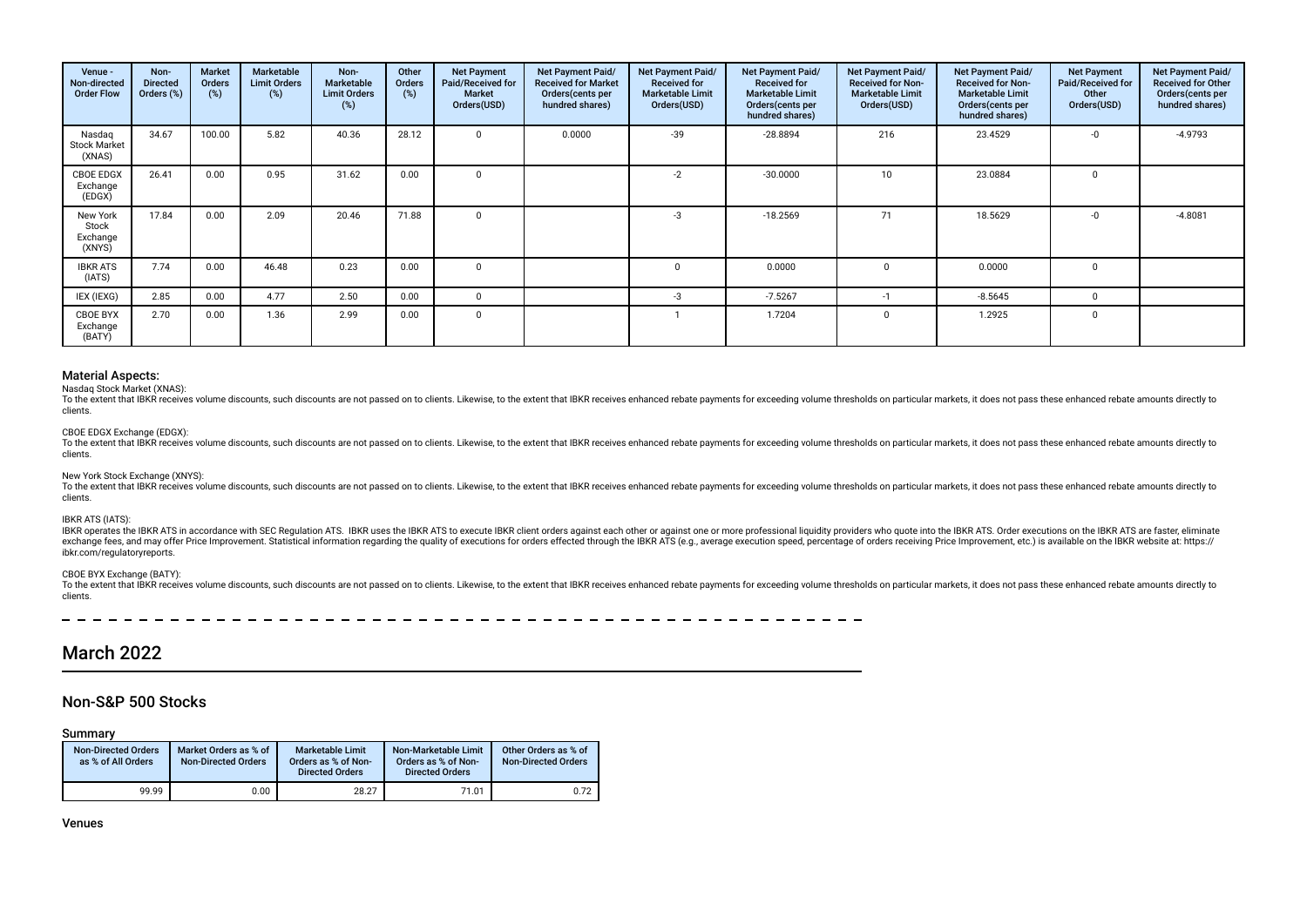| Venue - Non-directed Order Flow | Non-Directed Orders (%) | Market Orders (%) | Marketable Limit Orders (%) | Non-Marketable Limit Orders (%) | Other Orders (%) | Net Payment Paid/Received for Market Orders(USD) | Net Payment Paid/Received for Market Orders(cents per hundred shares) | Net Payment Paid/Received for Marketable Limit Orders(USD) | Net Payment Paid/Received for Marketable Limit Orders(cents per hundred shares) | Net Payment Paid/Received for Non-Marketable Limit Orders(USD) | Net Payment Paid/Received for Non-Marketable Limit Orders(cents per hundred shares) | Net Payment Paid/Received for Other Orders(USD) | Net Payment Paid/Received for Other Orders(cents per hundred shares) |
|---|---|---|---|---|---|---|---|---|---|---|---|---|---|
| Nasdaq Stock Market (XNAS) | 34.67 | 100.00 | 5.82 | 40.36 | 28.12 | 0 | 0.0000 | -39 | -28.8894 | 216 | 23.4529 | -0 | -4.9793 |
| CBOE EDGX Exchange (EDGX) | 26.41 | 0.00 | 0.95 | 31.62 | 0.00 | 0 | | -2 | -30.0000 | 10 | 23.0884 | 0 | |
| New York Stock Exchange (XNYS) | 17.84 | 0.00 | 2.09 | 20.46 | 71.88 | 0 | | -3 | -18.2569 | 71 | 18.5629 | -0 | -4.8081 |
| IBKR ATS (IATS) | 7.74 | 0.00 | 46.48 | 0.23 | 0.00 | 0 | | 0 | 0.0000 | 0 | 0.0000 | 0 | |
| IEX (IEXG) | 2.85 | 0.00 | 4.77 | 2.50 | 0.00 | 0 | | -3 | -7.5267 | -1 | -8.5645 | 0 | |
| CBOE BYX Exchange (BATY) | 2.70 | 0.00 | 1.36 | 2.99 | 0.00 | 0 | | 1 | 1.7204 | 0 | 1.2925 | 0 | |

### Material Aspects:

Nasdaq Stock Market (XNAS):

To the extent that IBKR receives volume discounts, such discounts are not passed on to clients. Likewise, to the extent that IBKR receives enhanced rebate payments for exceeding volume thresholds on particular markets, it does not pass these enhanced rebate amounts directly to clients.

CBOE EDGX Exchange (EDGX):

To the extent that IBKR receives volume discounts, such discounts are not passed on to clients. Likewise, to the extent that IBKR receives enhanced rebate payments for exceeding volume thresholds on particular markets, it does not pass these enhanced rebate amounts directly to clients.

New York Stock Exchange (XNYS):

To the extent that IBKR receives volume discounts, such discounts are not passed on to clients. Likewise, to the extent that IBKR receives enhanced rebate payments for exceeding volume thresholds on particular markets, it does not pass these enhanced rebate amounts directly to clients.

IBKR ATS (IATS):

IBKR operates the IBKR ATS in accordance with SEC Regulation ATS. IBKR uses the IBKR ATS to execute IBKR client orders against each other or against one or more professional liquidity providers who quote into the IBKR ATS. Order executions on the IBKR ATS are faster, eliminate exchange fees, and may offer Price Improvement. Statistical information regarding the quality of executions for orders effected through the IBKR ATS (e.g., average execution speed, percentage of orders receiving Price Improvement, etc.) is available on the IBKR website at: https://ibkr.com/regulatoryreports.

CBOE BYX Exchange (BATY):

To the extent that IBKR receives volume discounts, such discounts are not passed on to clients. Likewise, to the extent that IBKR receives enhanced rebate payments for exceeding volume thresholds on particular markets, it does not pass these enhanced rebate amounts directly to clients.

# March 2022

## Non-S&P 500 Stocks

### Summary

| Non-Directed Orders as % of All Orders | Market Orders as % of Non-Directed Orders | Marketable Limit Orders as % of Non-Directed Orders | Non-Marketable Limit Orders as % of Non-Directed Orders | Other Orders as % of Non-Directed Orders |
|---|---|---|---|---|
| 99.99 | 0.00 | 28.27 | 71.01 | 0.72 |

### Venues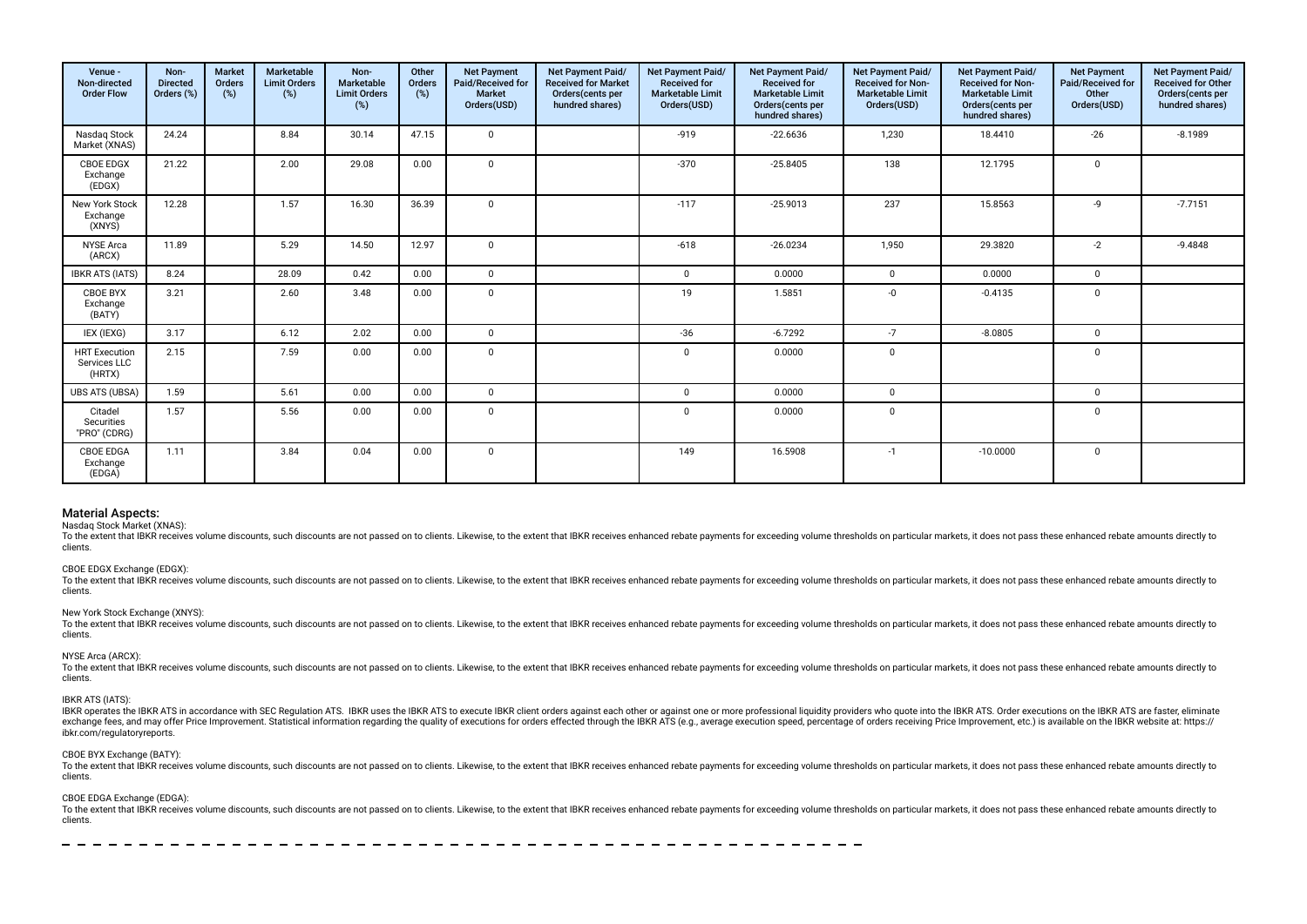| Venue - Non-directed Order Flow | Non-Directed Orders (%) | Market Orders (%) | Marketable Limit Orders (%) | Non-Marketable Limit Orders (%) | Other Orders (%) | Net Payment Paid/Received for Market Orders(USD) | Net Payment Paid/ Received for Market Orders(cents per hundred shares) | Net Payment Paid/ Received for Marketable Limit Orders(USD) | Net Payment Paid/ Received for Marketable Limit Orders(cents per hundred shares) | Net Payment Paid/ Received for Non-Marketable Limit Orders(USD) | Net Payment Paid/ Received for Non-Marketable Limit Orders(cents per hundred shares) | Net Payment Paid/Received for Other Orders(USD) | Net Payment Paid/ Received for Other Orders(cents per hundred shares) |
|---|---|---|---|---|---|---|---|---|---|---|---|---|---|
| Nasdaq Stock Market (XNAS) | 24.24 | | 8.84 | 30.14 | 47.15 | 0 | | -919 | -22.6636 | 1,230 | 18.4410 | -26 | -8.1989 |
| CBOE EDGX Exchange (EDGX) | 21.22 | | 2.00 | 29.08 | 0.00 | 0 | | -370 | -25.8405 | 138 | 12.1795 | 0 | |
| New York Stock Exchange (XNYS) | 12.28 | | 1.57 | 16.30 | 36.39 | 0 | | -117 | -25.9013 | 237 | 15.8563 | -9 | -7.7151 |
| NYSE Arca (ARCX) | 11.89 | | 5.29 | 14.50 | 12.97 | 0 | | -618 | -26.0234 | 1,950 | 29.3820 | -2 | -9.4848 |
| IBKR ATS (IATS) | 8.24 | | 28.09 | 0.42 | 0.00 | 0 | | 0 | 0.0000 | 0 | 0.0000 | 0 | |
| CBOE BYX Exchange (BATY) | 3.21 | | 2.60 | 3.48 | 0.00 | 0 | | 19 | 1.5851 | -0 | -0.4135 | 0 | |
| IEX (IEXG) | 3.17 | | 6.12 | 2.02 | 0.00 | 0 | | -36 | -6.7292 | -7 | -8.0805 | 0 | |
| HRT Execution Services LLC (HRTX) | 2.15 | | 7.59 | 0.00 | 0.00 | 0 | | 0 | 0.0000 | 0 | | 0 | |
| UBS ATS (UBSA) | 1.59 | | 5.61 | 0.00 | 0.00 | 0 | | 0 | 0.0000 | 0 | | 0 | |
| Citadel Securities "PRO" (CDRG) | 1.57 | | 5.56 | 0.00 | 0.00 | 0 | | 0 | 0.0000 | 0 | | 0 | |
| CBOE EDGA Exchange (EDGA) | 1.11 | | 3.84 | 0.04 | 0.00 | 0 | | 149 | 16.5908 | -1 | -10.0000 | 0 | |

## Material Aspects:

Nasdaq Stock Market (XNAS):

To the extent that IBKR receives volume discounts, such discounts are not passed on to clients. Likewise, to the extent that IBKR receives enhanced rebate payments for exceeding volume thresholds on particular markets, it does not pass these enhanced rebate amounts directly to clients.

CBOE EDGX Exchange (EDGX):

To the extent that IBKR receives volume discounts, such discounts are not passed on to clients. Likewise, to the extent that IBKR receives enhanced rebate payments for exceeding volume thresholds on particular markets, it does not pass these enhanced rebate amounts directly to clients.

New York Stock Exchange (XNYS):

To the extent that IBKR receives volume discounts, such discounts are not passed on to clients. Likewise, to the extent that IBKR receives enhanced rebate payments for exceeding volume thresholds on particular markets, it does not pass these enhanced rebate amounts directly to clients.

NYSE Arca (ARCX):

To the extent that IBKR receives volume discounts, such discounts are not passed on to clients. Likewise, to the extent that IBKR receives enhanced rebate payments for exceeding volume thresholds on particular markets, it does not pass these enhanced rebate amounts directly to clients.

IBKR ATS (IATS):

IBKR operates the IBKR ATS in accordance with SEC Regulation ATS. IBKR uses the IBKR ATS to execute IBKR client orders against each other or against one or more professional liquidity providers who quote into the IBKR ATS. Order executions on the IBKR ATS are faster, eliminate exchange fees, and may offer Price Improvement. Statistical information regarding the quality of executions for orders effected through the IBKR ATS (e.g., average execution speed, percentage of orders receiving Price Improvement, etc.) is available on the IBKR website at: https://ibkr.com/regulatoryreports.

CBOE BYX Exchange (BATY):

To the extent that IBKR receives volume discounts, such discounts are not passed on to clients. Likewise, to the extent that IBKR receives enhanced rebate payments for exceeding volume thresholds on particular markets, it does not pass these enhanced rebate amounts directly to clients.

CBOE EDGA Exchange (EDGA):

To the extent that IBKR receives volume discounts, such discounts are not passed on to clients. Likewise, to the extent that IBKR receives enhanced rebate payments for exceeding volume thresholds on particular markets, it does not pass these enhanced rebate amounts directly to clients.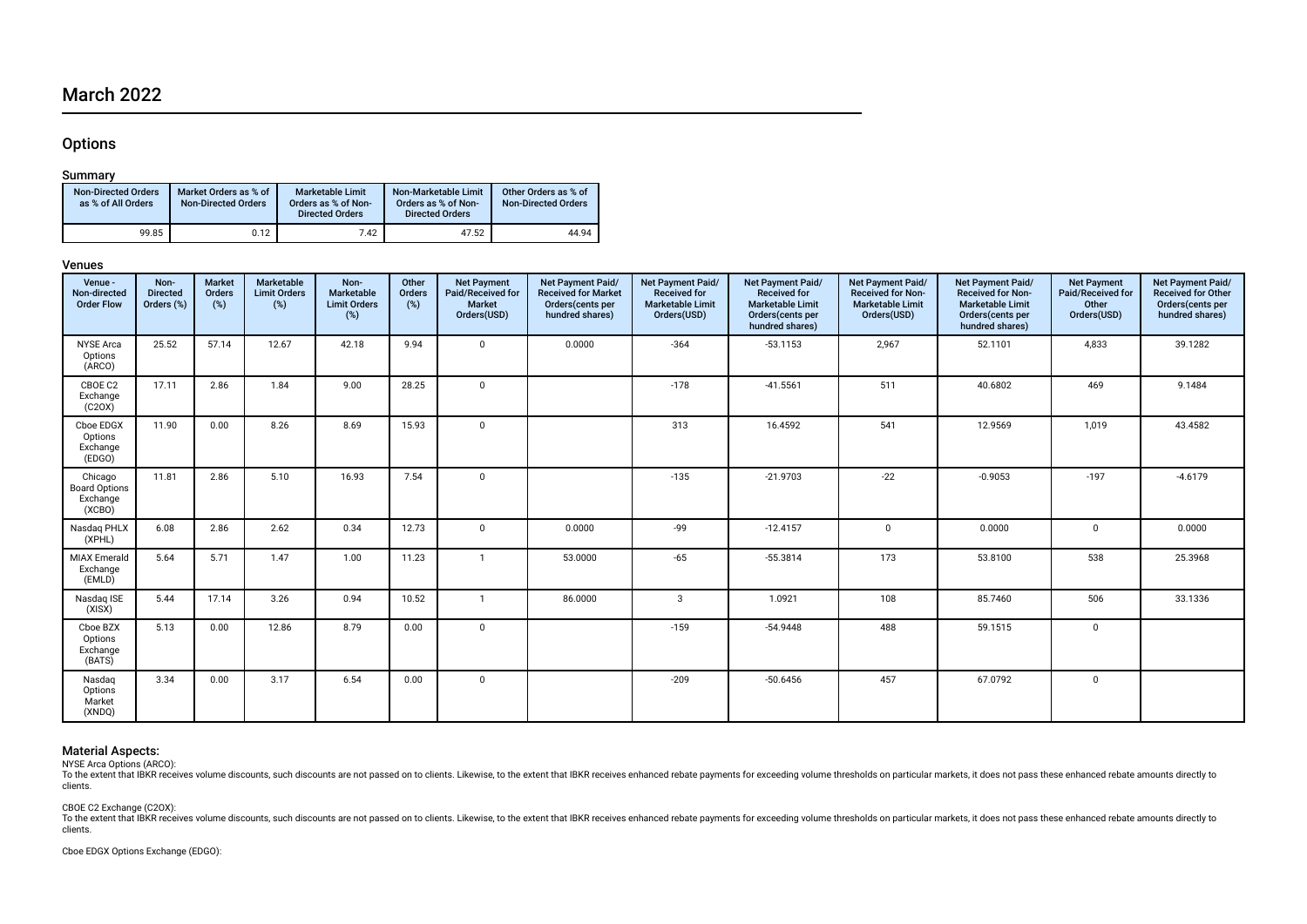# March 2022

## Options

### Summary

| Non-Directed Orders as % of All Orders | Market Orders as % of Non-Directed Orders | Marketable Limit Orders as % of Non-Directed Orders | Non-Marketable Limit Orders as % of Non-Directed Orders | Other Orders as % of Non-Directed Orders |
|---|---|---|---|---|
| 99.85 | 0.12 | 7.42 | 47.52 | 44.94 |

### Venues

| Venue - Non-directed Order Flow | Non-Directed Orders (%) | Market Orders (%) | Marketable Limit Orders (%) | Non-Marketable Limit Orders (%) | Other Orders (%) | Net Payment Paid/Received for Market Orders(USD) | Net Payment Paid/Received for Market Orders(cents per hundred shares) | Net Payment Paid/Received for Marketable Limit Orders(USD) | Net Payment Paid/Received for Marketable Limit Orders(cents per hundred shares) | Net Payment Paid/Received for Non-Marketable Limit Orders(USD) | Net Payment Paid/Received for Non-Marketable Limit Orders(cents per hundred shares) | Net Payment Paid/Received for Other Orders(USD) | Net Payment Paid/Received for Other Orders(cents per hundred shares) |
|---|---|---|---|---|---|---|---|---|---|---|---|---|---|
| NYSE Arca Options (ARCO) | 25.52 | 57.14 | 12.67 | 42.18 | 9.94 | 0 | 0.0000 | -364 | -53.1153 | 2,967 | 52.1101 | 4,833 | 39.1282 |
| CBOE C2 Exchange (C2OX) | 17.11 | 2.86 | 1.84 | 9.00 | 28.25 | 0 | | -178 | -41.5561 | 511 | 40.6802 | 469 | 9.1484 |
| Cboe EDGX Options Exchange (EDGO) | 11.90 | 0.00 | 8.26 | 8.69 | 15.93 | 0 | | 313 | 16.4592 | 541 | 12.9569 | 1,019 | 43.4582 |
| Chicago Board Options Exchange (XCBO) | 11.81 | 2.86 | 5.10 | 16.93 | 7.54 | 0 | | -135 | -21.9703 | -22 | -0.9053 | -197 | -4.6179 |
| Nasdaq PHLX (XPHL) | 6.08 | 2.86 | 2.62 | 0.34 | 12.73 | 0 | 0.0000 | -99 | -12.4157 | 0 | 0.0000 | 0 | 0.0000 |
| MIAX Emerald Exchange (EMLD) | 5.64 | 5.71 | 1.47 | 1.00 | 11.23 | 1 | 53.0000 | -65 | -55.3814 | 173 | 53.8100 | 538 | 25.3968 |
| Nasdaq ISE (XISX) | 5.44 | 17.14 | 3.26 | 0.94 | 10.52 | 1 | 86.0000 | 3 | 1.0921 | 108 | 85.7460 | 506 | 33.1336 |
| Cboe BZX Options Exchange (BATS) | 5.13 | 0.00 | 12.86 | 8.79 | 0.00 | 0 | | -159 | -54.9448 | 488 | 59.1515 | 0 | |
| Nasdaq Options Market (XNDQ) | 3.34 | 0.00 | 3.17 | 6.54 | 0.00 | 0 | | -209 | -50.6456 | 457 | 67.0792 | 0 | |

### Material Aspects:

NYSE Arca Options (ARCO):
To the extent that IBKR receives volume discounts, such discounts are not passed on to clients. Likewise, to the extent that IBKR receives enhanced rebate payments for exceeding volume thresholds on particular markets, it does not pass these enhanced rebate amounts directly to clients.

CBOE C2 Exchange (C2OX):
To the extent that IBKR receives volume discounts, such discounts are not passed on to clients. Likewise, to the extent that IBKR receives enhanced rebate payments for exceeding volume thresholds on particular markets, it does not pass these enhanced rebate amounts directly to clients.

Cboe EDGX Options Exchange (EDGO):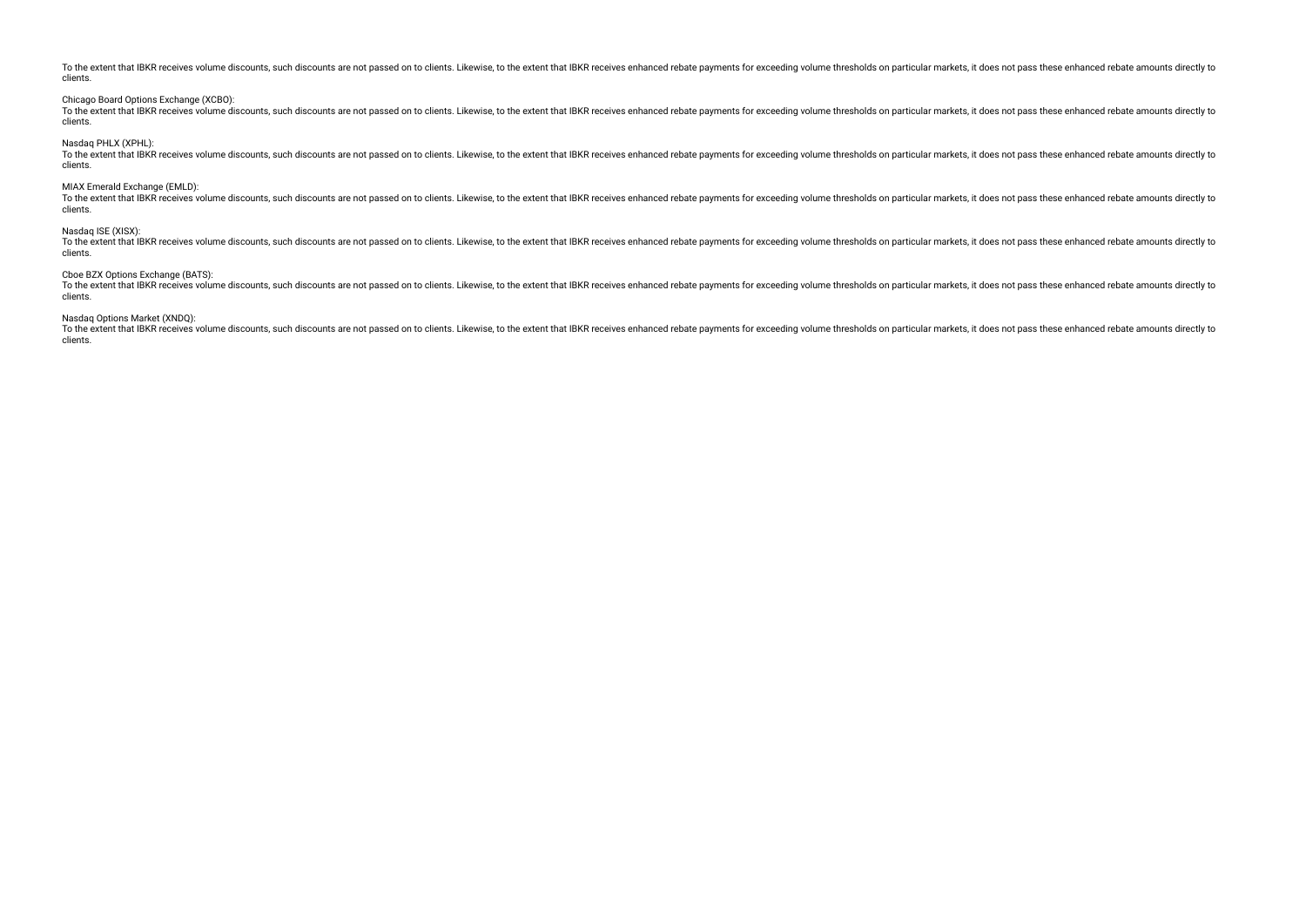To the extent that IBKR receives volume discounts, such discounts are not passed on to clients. Likewise, to the extent that IBKR receives enhanced rebate payments for exceeding volume thresholds on particular markets, it does not pass these enhanced rebate amounts directly to clients.

Chicago Board Options Exchange (XCBO):
To the extent that IBKR receives volume discounts, such discounts are not passed on to clients. Likewise, to the extent that IBKR receives enhanced rebate payments for exceeding volume thresholds on particular markets, it does not pass these enhanced rebate amounts directly to clients.

Nasdaq PHLX (XPHL):
To the extent that IBKR receives volume discounts, such discounts are not passed on to clients. Likewise, to the extent that IBKR receives enhanced rebate payments for exceeding volume thresholds on particular markets, it does not pass these enhanced rebate amounts directly to clients.

MIAX Emerald Exchange (EMLD):
To the extent that IBKR receives volume discounts, such discounts are not passed on to clients. Likewise, to the extent that IBKR receives enhanced rebate payments for exceeding volume thresholds on particular markets, it does not pass these enhanced rebate amounts directly to clients.

Nasdaq ISE (XISX):
To the extent that IBKR receives volume discounts, such discounts are not passed on to clients. Likewise, to the extent that IBKR receives enhanced rebate payments for exceeding volume thresholds on particular markets, it does not pass these enhanced rebate amounts directly to clients.

Cboe BZX Options Exchange (BATS):
To the extent that IBKR receives volume discounts, such discounts are not passed on to clients. Likewise, to the extent that IBKR receives enhanced rebate payments for exceeding volume thresholds on particular markets, it does not pass these enhanced rebate amounts directly to clients.

Nasdaq Options Market (XNDQ):
To the extent that IBKR receives volume discounts, such discounts are not passed on to clients. Likewise, to the extent that IBKR receives enhanced rebate payments for exceeding volume thresholds on particular markets, it does not pass these enhanced rebate amounts directly to clients.